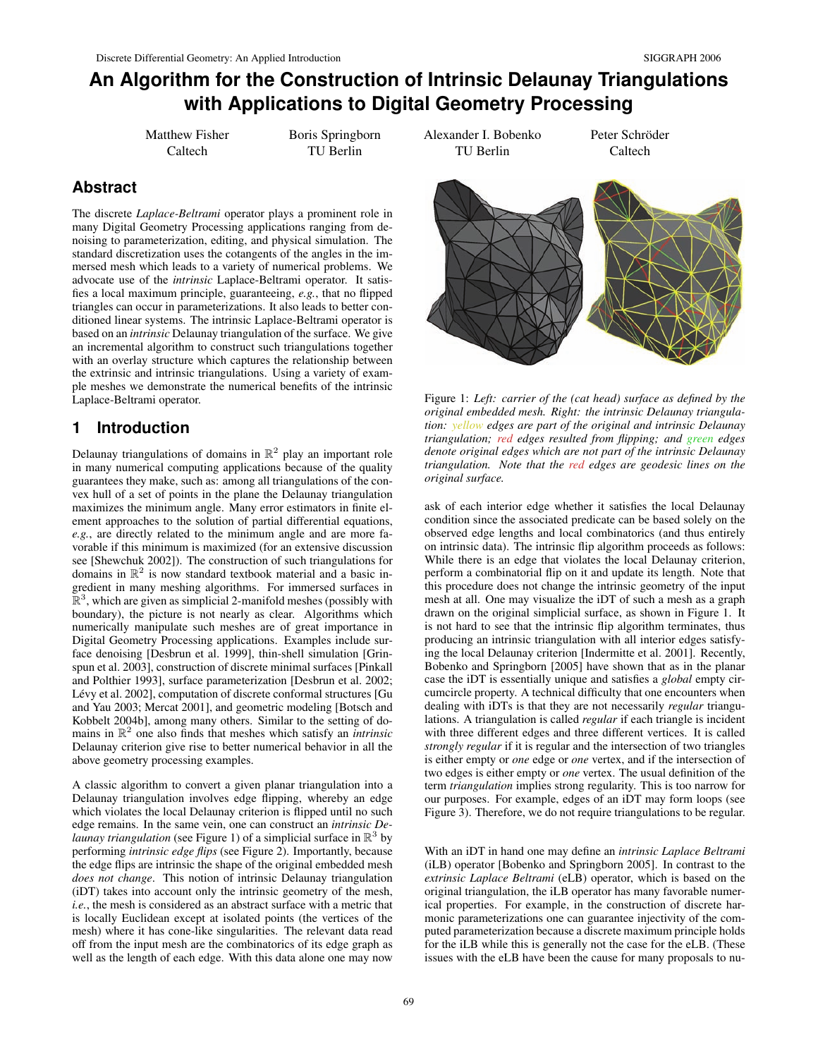# An Algorithm for the Construction of Intrinsic Delaunay Triangulations with Applications to Digital Geometry Processing

Matthew Fisher
Caltech

Boris Springborn
TU Berlin

Alexander I. Bobenko
TU Berlin

Peter Schröder
Caltech

## Abstract

The discrete *Laplace-Beltrami* operator plays a prominent role in many Digital Geometry Processing applications ranging from denoising to parameterization, editing, and physical simulation. The standard discretization uses the cotangents of the angles in the immersed mesh which leads to a variety of numerical problems. We advocate use of the *intrinsic* Laplace-Beltrami operator. It satisfies a local maximum principle, guaranteeing, *e.g.*, that no flipped triangles can occur in parameterizations. It also leads to better conditioned linear systems. The intrinsic Laplace-Beltrami operator is based on an *intrinsic* Delaunay triangulation of the surface. We give an incremental algorithm to construct such triangulations together with an overlay structure which captures the relationship between the extrinsic and intrinsic triangulations. Using a variety of example meshes we demonstrate the numerical benefits of the intrinsic Laplace-Beltrami operator.

Figure 1: *Left: carrier of the (cat head) surface as defined by the original embedded mesh. Right: the intrinsic Delaunay triangulation: yellow edges are part of the original and intrinsic Delaunay triangulation; red edges resulted from flipping; and green edges denote original edges which are not part of the intrinsic Delaunay triangulation. Note that the red edges are geodesic lines on the original surface.*

## 1 Introduction

Delaunay triangulations of domains in $\mathbb{R}^2$ play an important role in many numerical computing applications because of the quality guarantees they make, such as: among all triangulations of the convex hull of a set of points in the plane the Delaunay triangulation maximizes the minimum angle. Many error estimators in finite element approaches to the solution of partial differential equations, *e.g.*, are directly related to the minimum angle and are more favorable if this minimum is maximized (for an extensive discussion see [Shewchuk 2002]). The construction of such triangulations for domains in $\mathbb{R}^2$ is now standard textbook material and a basic ingredient in many meshing algorithms. For immersed surfaces in $\mathbb{R}^3$, which are given as simplicial 2-manifold meshes (possibly with boundary), the picture is not nearly as clear. Algorithms which numerically manipulate such meshes are of great importance in Digital Geometry Processing applications. Examples include surface denoising [Desbrun et al. 1999], thin-shell simulation [Grinspun et al. 2003], construction of discrete minimal surfaces [Pinkall and Polthier 1993], surface parameterization [Desbrun et al. 2002; Lévy et al. 2002], computation of discrete conformal structures [Gu and Yau 2003; Mercat 2001], and geometric modeling [Botsch and Kobbelt 2004b], among many others. Similar to the setting of domains in $\mathbb{R}^2$ one also finds that meshes which satisfy an *intrinsic* Delaunay criterion give rise to better numerical behavior in all the above geometry processing examples.

A classic algorithm to convert a given planar triangulation into a Delaunay triangulation involves edge flipping, whereby an edge which violates the local Delaunay criterion is flipped until no such edge remains. In the same vein, one can construct an *intrinsic Delaunay triangulation* (see Figure 1) of a simplicial surface in $\mathbb{R}^3$ by performing *intrinsic edge flips* (see Figure 2). Importantly, because the edge flips are intrinsic the shape of the original embedded mesh *does not change*. This notion of intrinsic Delaunay triangulation (iDT) takes into account only the intrinsic geometry of the mesh, *i.e.*, the mesh is considered as an abstract surface with a metric that is locally Euclidean except at isolated points (the vertices of the mesh) where it has cone-like singularities. The relevant data read off from the input mesh are the combinatorics of its edge graph as well as the length of each edge. With this data alone one may now ask of each interior edge whether it satisfies the local Delaunay condition since the associated predicate can be based solely on the observed edge lengths and local combinatorics (and thus entirely on intrinsic data). The intrinsic flip algorithm proceeds as follows: While there is an edge that violates the local Delaunay criterion, perform a combinatorial flip on it and update its length. Note that this procedure does not change the intrinsic geometry of the input mesh at all. One may visualize the iDT of such a mesh as a graph drawn on the original simplicial surface, as shown in Figure 1. It is not hard to see that the intrinsic flip algorithm terminates, thus producing an intrinsic triangulation with all interior edges satisfying the local Delaunay criterion [Indermitte et al. 2001]. Recently, Bobenko and Springborn [2005] have shown that as in the planar case the iDT is essentially unique and satisfies a *global* empty circumcircle property. A technical difficulty that one encounters when dealing with iDTs is that they are not necessarily *regular* triangulations. A triangulation is called *regular* if each triangle is incident with three different edges and three different vertices. It is called *strongly regular* if it is regular and the intersection of two triangles is either empty or *one* edge or *one* vertex, and if the intersection of two edges is either empty or *one* vertex. The usual definition of the term *triangulation* implies strong regularity. This is too narrow for our purposes. For example, edges of an iDT may form loops (see Figure 3). Therefore, we do not require triangulations to be regular.

With an iDT in hand one may define an *intrinsic Laplace Beltrami* (iLB) operator [Bobenko and Springborn 2005]. In contrast to the *extrinsic Laplace Beltrami* (eLB) operator, which is based on the original triangulation, the iLB operator has many favorable numerical properties. For example, in the construction of discrete harmonic parameterizations one can guarantee injectivity of the computed parameterization because a discrete maximum principle holds for the iLB while this is generally not the case for the eLB. (These issues with the eLB have been the cause for many proposals to nu-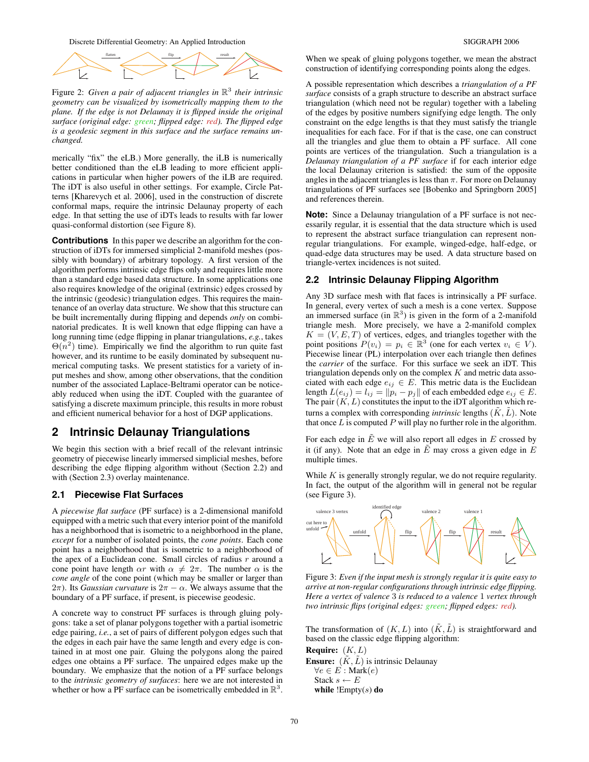Figure 2: *Given a pair of adjacent triangles in $\mathbb{R}^3$ their intrinsic geometry can be visualized by isometrically mapping them to the plane. If the edge is not Delaunay it is flipped inside the original surface (original edge: green; flipped edge: red). The flipped edge is a geodesic segment in this surface and the surface remains unchanged.*

merically "fix" the eLB.) More generally, the iLB is numerically better conditioned than the eLB leading to more efficient applications in particular when higher powers of the iLB are required. The iDT is also useful in other settings. For example, Circle Patterns [Kharevych et al. 2006], used in the construction of discrete conformal maps, require the intrinsic Delaunay property of each edge. In that setting the use of iDTs leads to results with far lower quasi-conformal distortion (see Figure 8).

**Contributions** In this paper we describe an algorithm for the construction of iDTs for immersed simplicial 2-manifold meshes (possibly with boundary) of arbitrary topology. A first version of the algorithm performs intrinsic edge flips only and requires little more than a standard edge based data structure. In some applications one also requires knowledge of the original (extrinsic) edges crossed by the intrinsic (geodesic) triangulation edges. This requires the maintenance of an overlay data structure. We show that this structure can be built incrementally during flipping and depends *only* on combinatorial predicates. It is well known that edge flipping can have a long running time (edge flipping in planar triangulations, *e.g.*, takes $\Theta(n^2)$ time). Empirically we find the algorithm to run quite fast however, and its runtime to be easily dominated by subsequent numerical computing tasks. We present statistics for a variety of input meshes and show, among other observations, that the condition number of the associated Laplace-Beltrami operator can be noticeably reduced when using the iDT. Coupled with the guarantee of satisfying a discrete maximum principle, this results in more robust and efficient numerical behavior for a host of DGP applications.

## 2 Intrinsic Delaunay Triangulations

We begin this section with a brief recall of the relevant intrinsic geometry of piecewise linearly immersed simplicial meshes, before describing the edge flipping algorithm without (Section 2.2) and with (Section 2.3) overlay maintenance.

### 2.1 Piecewise Flat Surfaces

A *piecewise flat surface* (PF surface) is a 2-dimensional manifold equipped with a metric such that every interior point of the manifold has a neighborhood that is isometric to a neighborhood in the plane, *except* for a number of isolated points, the *cone points*. Each cone point has a neighborhood that is isometric to a neighborhood of the apex of a Euclidean cone. Small circles of radius $r$ around a cone point have length $\alpha r$ with $\alpha \neq 2\pi$. The number $\alpha$ is the *cone angle* of the cone point (which may be smaller or larger than $2\pi$). Its *Gaussian curvature* is $2\pi - \alpha$. We always assume that the boundary of a PF surface, if present, is piecewise geodesic.

A concrete way to construct PF surfaces is through gluing polygons: take a set of planar polygons together with a partial isometric edge pairing, *i.e.*, a set of pairs of different polygon edges such that the edges in each pair have the same length and every edge is contained in at most one pair. Gluing the polygons along the paired edges one obtains a PF surface. The unpaired edges make up the boundary. We emphasize that the notion of a PF surface belongs to the *intrinsic geometry of surfaces*: here we are not interested in whether or how a PF surface can be isometrically embedded in $\mathbb{R}^3$. When we speak of gluing polygons together, we mean the abstract construction of identifying corresponding points along the edges.

A possible representation which describes a *triangulation of a PF surface* consists of a graph structure to describe an abstract surface triangulation (which need not be regular) together with a labeling of the edges by positive numbers signifying edge length. The only constraint on the edge lengths is that they must satisfy the triangle inequalities for each face. For if that is the case, one can construct all the triangles and glue them to obtain a PF surface. All cone points are vertices of the triangulation. Such a triangulation is a *Delaunay triangulation of a PF surface* if for each interior edge the local Delaunay criterion is satisfied: the sum of the opposite angles in the adjacent triangles is less than $\pi$. For more on Delaunay triangulations of PF surfaces see [Bobenko and Springborn 2005] and references therein.

**Note:** Since a Delaunay triangulation of a PF surface is not necessarily regular, it is essential that the data structure which is used to represent the abstract surface triangulation can represent non-regular triangulations. For example, winged-edge, half-edge, or quad-edge data structures may be used. A data structure based on triangle-vertex incidences is not suited.

### 2.2 Intrinsic Delaunay Flipping Algorithm

Any 3D surface mesh with flat faces is intrinsically a PF surface. In general, every vertex of such a mesh is a cone vertex. Suppose an immersed surface (in $\mathbb{R}^3$) is given in the form of a 2-manifold triangle mesh. More precisely, we have a 2-manifold complex $K = (V, E, T)$ of vertices, edges, and triangles together with the point positions $P(v_i) = p_i \in \mathbb{R}^3$ (one for each vertex $v_i \in V$). Piecewise linear (PL) interpolation over each triangle then defines the *carrier* of the surface. For this surface we seek an iDT. This triangulation depends only on the complex $K$ and metric data associated with each edge $e_{ij} \in E$. This metric data is the Euclidean length $L(e_{ij}) = l_{ij} = \|p_i - p_j\|$ of each embedded edge $e_{ij} \in E$. The pair $(K, L)$ constitutes the input to the iDT algorithm which returns a complex with corresponding *intrinsic* lengths $(\tilde{K}, \tilde{L})$. Note that once $L$ is computed $P$ will play no further role in the algorithm.

For each edge in $\tilde{E}$ we will also report all edges in $E$ crossed by it (if any). Note that an edge in $\tilde{E}$ may cross a given edge in $E$ multiple times.

While $K$ is generally strongly regular, we do not require regularity. In fact, the output of the algorithm will in general not be regular (see Figure 3).

Figure 3: *Even if the input mesh is strongly regular it is quite easy to arrive at non-regular configurations through intrinsic edge flipping. Here a vertex of valence 3 is reduced to a valence 1 vertex through two intrinsic flips (original edges: green; flipped edges: red).*

The transformation of $(K, L)$ into $(\tilde{K}, \tilde{L})$ is straightforward and based on the classic edge flipping algorithm:

**Require:** $(K, L)$
**Ensure:** $(\tilde{K}, \tilde{L})$ is intrinsic Delaunay
  $\forall e \in E$ : Mark$(e)$
  Stack $s \leftarrow E$
  **while** !Empty$(s)$ **do**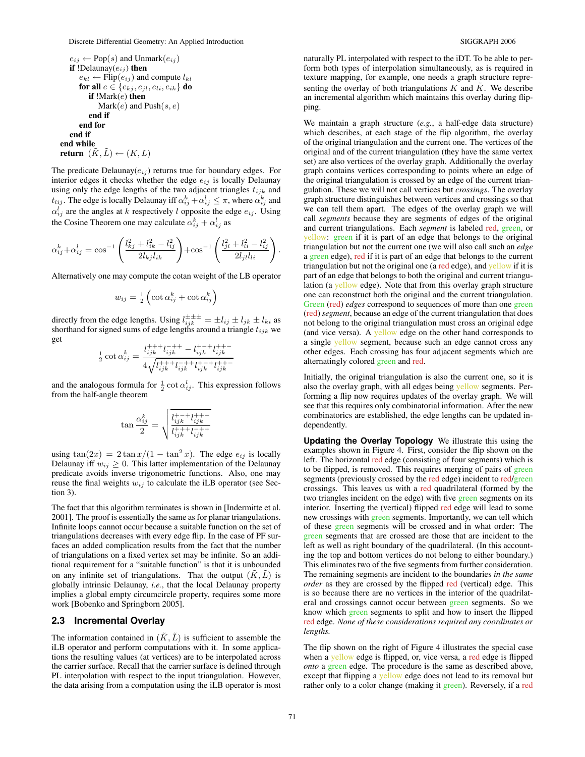```
    e_ij ← Pop(s) and Unmark(e_ij)
    if !Delaunay(e_ij) then
        e_kl ← Flip(e_ij) and compute l_kl
        for all e ∈ {e_kj, e_jl, e_li, e_ik} do
            if !Mark(e) then
                Mark(e) and Push(s, e)
            end if
        end for
    end if
end while
return (K̃, L̃) ← (K, L)
```

The predicate Delaunay($e_{ij}$) returns true for boundary edges. For interior edges it checks whether the edge $e_{ij}$ is locally Delaunay using only the edge lengths of the two adjacent triangles $t_{ijk}$ and $t_{lij}$. The edge is locally Delaunay iff $\alpha_{ij}^k + \alpha_{ij}^l \leq \pi$, where $\alpha_{ij}^k$ and $\alpha_{ij}^l$ are the angles at $k$ respectively $l$ opposite the edge $e_{ij}$. Using the Cosine Theorem one may calculate $\alpha_{ij}^k + \alpha_{ij}^l$ as

$$\alpha_{ij}^k + \alpha_{ij}^l = \cos^{-1}\left(\frac{l_{kj}^2 + l_{ik}^2 - l_{ij}^2}{2 l_{kj} l_{ik}}\right) + \cos^{-1}\left(\frac{l_{jl}^2 + l_{li}^2 - l_{ij}^2}{2 l_{jl} l_{li}}\right).$$

Alternatively one may compute the cotan weight of the LB operator

$$w_{ij} = \tfrac{1}{2}\left(\cot \alpha_{ij}^k + \cot \alpha_{ij}^k\right)$$

directly from the edge lengths. Using $l_{ijk}^{\pm\pm\pm} = \pm l_{ij} \pm l_{jk} \pm l_{ki}$ as shorthand for signed sums of edge lengths around a triangle $t_{ijk}$ we get

$$\tfrac{1}{2}\cot \alpha_{ij}^k = \frac{l_{ijk}^{+++} l_{ijk}^{-++} - l_{ijk}^{+-+} l_{ijk}^{++-}}{4\sqrt{l_{ijk}^{+++} l_{ijk}^{-++} l_{ijk}^{+-+} l_{ijk}^{++-}}}$$

and the analogous formula for $\frac{1}{2}\cot \alpha_{ij}^l$. This expression follows from the half-angle theorem

$$\tan \frac{\alpha_{ij}^k}{2} = \sqrt{\frac{l_{ijk}^{+-+} l_{ijk}^{++-}}{l_{ijk}^{+++} l_{ijk}^{-++}}}$$

using $\tan(2x) = 2\tan x/(1 - \tan^2 x)$. The edge $e_{ij}$ is locally Delaunay iff $w_{ij} \geq 0$. This latter implementation of the Delaunay predicate avoids inverse trigonometric functions. Also, one may reuse the final weights $w_{ij}$ to calculate the iLB operator (see Section 3).

The fact that this algorithm terminates is shown in [Indermitte et al. 2001]. The proof is essentially the same as for planar triangulations. Infinite loops cannot occur because a suitable function on the set of triangulations decreases with every edge flip. In the case of PF surfaces an added complication results from the fact that the number of triangulations on a fixed vertex set may be infinite. So an additional requirement for a "suitable function" is that it is unbounded on any infinite set of triangulations. That the output $(\tilde{K}, \tilde{L})$ is globally intrinsic Delaunay, *i.e.*, that the local Delaunay property implies a global empty circumcircle property, requires some more work [Bobenko and Springborn 2005].

## 2.3 Incremental Overlay

The information contained in $(\tilde{K}, \tilde{L})$ is sufficient to assemble the iLB operator and perform computations with it. In some applications the resulting values (at vertices) are to be interpolated across the carrier surface. Recall that the carrier surface is defined through PL interpolation with respect to the input triangulation. However, the data arising from a computation using the iLB operator is most naturally PL interpolated with respect to the iDT. To be able to perform both types of interpolation simultaneously, as is required in texture mapping, for example, one needs a graph structure representing the overlay of both triangulations $K$ and $\tilde{K}$. We describe an incremental algorithm which maintains this overlay during flipping.

We maintain a graph structure (*e.g.*, a half-edge data structure) which describes, at each stage of the flip algorithm, the overlay of the original triangulation and the current one. The vertices of the original and of the current triangulation (they have the same vertex set) are also vertices of the overlay graph. Additionally the overlay graph contains vertices corresponding to points where an edge of the original triangulation is crossed by an edge of the current triangulation. These we will not call vertices but *crossings*. The overlay graph structure distinguishes between vertices and crossings so that we can tell them apart. The edges of the overlay graph we will call *segments* because they are segments of edges of the original and current triangulations. Each *segment* is labeled red, green, or yellow: green if it is part of an edge that belongs to the original triangulation but not the current one (we will also call such an *edge* a green edge), red if it is part of an edge that belongs to the current triangulation but not the original one (a red edge), and yellow if it is part of an edge that belongs to both the original and current triangulation (a yellow edge). Note that from this overlay graph structure one can reconstruct both the original and the current triangulation. Green (red) *edges* correspond to sequences of more than one green (red) *segment*, because an edge of the current triangulation that does not belong to the original triangulation must cross an original edge (and vice versa). A yellow edge on the other hand corresponds to a single yellow segment, because such an edge cannot cross any other edges. Each crossing has four adjacent segments which are alternatingly colored green and red.

Initially, the original triangulation is also the current one, so it is also the overlay graph, with all edges being yellow segments. Performing a flip now requires updates of the overlay graph. We will see that this requires only combinatorial information. After the new combinatorics are established, the edge lengths can be updated independently.

**Updating the Overlay Topology** We illustrate this using the examples shown in Figure 4. First, consider the flip shown on the left. The horizontal red edge (consisting of four segments) which is to be flipped, is removed. This requires merging of pairs of green segments (previously crossed by the red edge) incident to red/green crossings. This leaves us with a red quadrilateral (formed by the two triangles incident on the edge) with five green segments on its interior. Inserting the (vertical) flipped red edge will lead to some new crossings with green segments. Importantly, we can tell which of these green segments will be crossed and in what order: The green segments that are crossed are those that are incident to the left as well as right boundary of the quadrilateral. (In this accounting the top and bottom vertices do not belong to either boundary.) This eliminates two of the five segments from further consideration. The remaining segments are incident to the boundaries *in the same order* as they are crossed by the flipped red (vertical) edge. This is so because there are no vertices in the interior of the quadrilateral and crossings cannot occur between green segments. So we know which green segments to split and how to insert the flipped red edge. *None of these considerations required any coordinates or lengths.*

The flip shown on the right of Figure 4 illustrates the special case when a yellow edge is flipped, or, vice versa, a red edge is flipped *onto* a green edge. The procedure is the same as described above, except that flipping a yellow edge does not lead to its removal but rather only to a color change (making it green). Reversely, if a red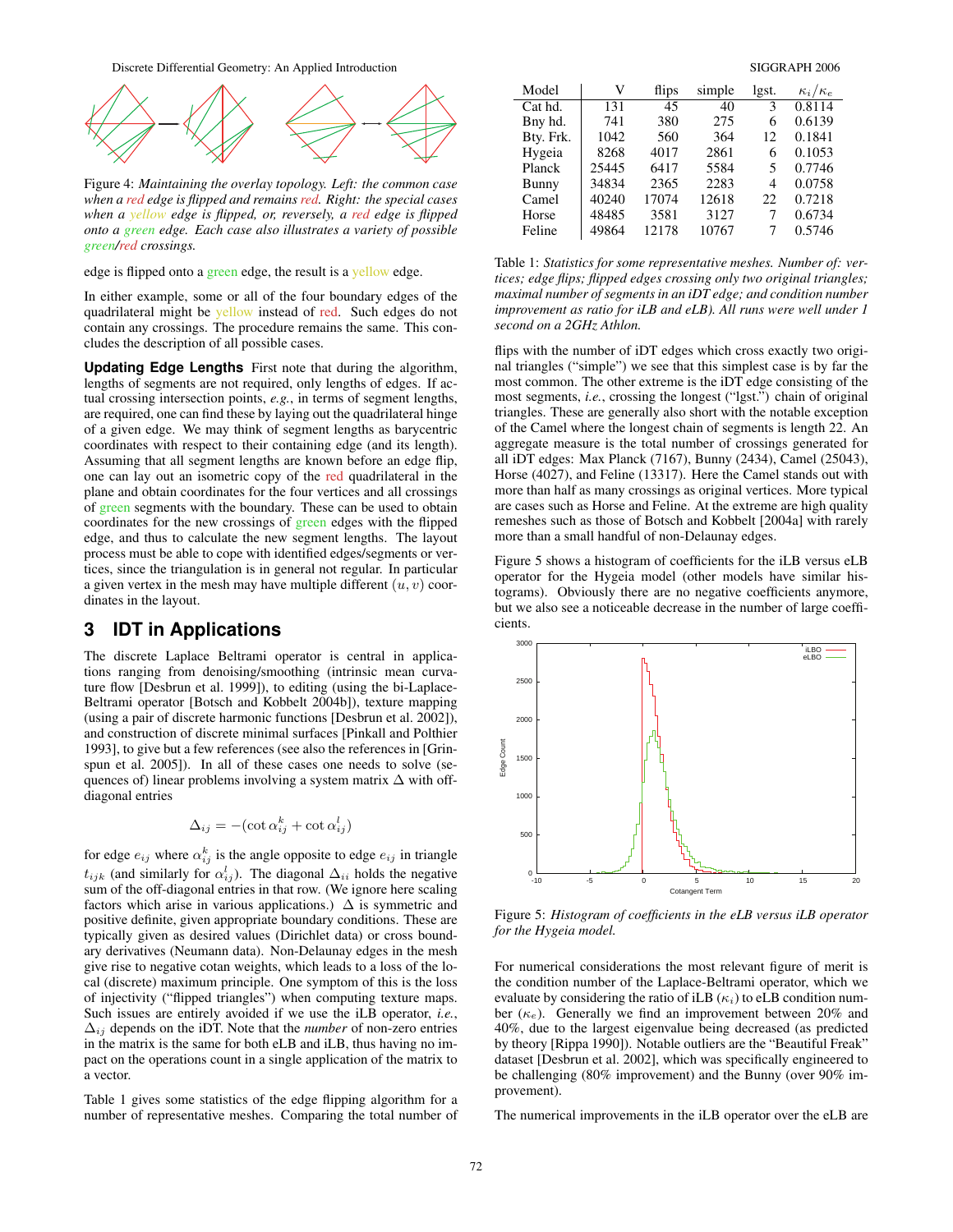Figure 4: *Maintaining the overlay topology. Left: the common case when a red edge is flipped and remains red. Right: the special cases when a yellow edge is flipped, or, reversely, a red edge is flipped onto a green edge. Each case also illustrates a variety of possible green/red crossings.*

edge is flipped onto a green edge, the result is a yellow edge.

In either example, some or all of the four boundary edges of the quadrilateral might be yellow instead of red. Such edges do not contain any crossings. The procedure remains the same. This concludes the description of all possible cases.

**Updating Edge Lengths** First note that during the algorithm, lengths of segments are not required, only lengths of edges. If actual crossing intersection points, *e.g.*, in terms of segment lengths, are required, one can find these by laying out the quadrilateral hinge of a given edge. We may think of segment lengths as barycentric coordinates with respect to their containing edge (and its length). Assuming that all segment lengths are known before an edge flip, one can lay out an isometric copy of the red quadrilateral in the plane and obtain coordinates for the four vertices and all crossings of green segments with the boundary. These can be used to obtain coordinates for the new crossings of green edges with the flipped edge, and thus to calculate the new segment lengths. The layout process must be able to cope with identified edges/segments or vertices, since the triangulation is in general not regular. In particular a given vertex in the mesh may have multiple different $(u, v)$ coordinates in the layout.

## 3 IDT in Applications

The discrete Laplace Beltrami operator is central in applications ranging from denoising/smoothing (intrinsic mean curvature flow [Desbrun et al. 1999]), to editing (using the bi-Laplace-Beltrami operator [Botsch and Kobbelt 2004b]), texture mapping (using a pair of discrete harmonic functions [Desbrun et al. 2002]), and construction of discrete minimal surfaces [Pinkall and Polthier 1993], to give but a few references (see also the references in [Grinspun et al. 2005]). In all of these cases one needs to solve (sequences of) linear problems involving a system matrix $\Delta$ with off-diagonal entries

$$\Delta_{ij} = -(\cot \alpha_{ij}^k + \cot \alpha_{ij}^l)$$

for edge $e_{ij}$ where $\alpha_{ij}^k$ is the angle opposite to edge $e_{ij}$ in triangle $t_{ijk}$ (and similarly for $\alpha_{ij}^l$). The diagonal $\Delta_{ii}$ holds the negative sum of the off-diagonal entries in that row. (We ignore here scaling factors which arise in various applications.) $\Delta$ is symmetric and positive definite, given appropriate boundary conditions. These are typically given as desired values (Dirichlet data) or cross boundary derivatives (Neumann data). Non-Delaunay edges in the mesh give rise to negative cotan weights, which leads to a loss of the local (discrete) maximum principle. One symptom of this is the loss of injectivity ("flipped triangles") when computing texture maps. Such issues are entirely avoided if we use the iLB operator, *i.e.*, $\Delta_{ij}$ depends on the iDT. Note that the *number* of non-zero entries in the matrix is the same for both eLB and iLB, thus having no impact on the operations count in a single application of the matrix to a vector.

Table 1 gives some statistics of the edge flipping algorithm for a number of representative meshes. Comparing the total number of

| Model | V | flips | simple | lgst. | $\kappa_i/\kappa_e$ |
|---|---|---|---|---|---|
| Cat hd. | 131 | 45 | 40 | 3 | 0.8114 |
| Bny hd. | 741 | 380 | 275 | 6 | 0.6139 |
| Bty. Frk. | 1042 | 560 | 364 | 12 | 0.1841 |
| Hygeia | 8268 | 4017 | 2861 | 6 | 0.1053 |
| Planck | 25445 | 6417 | 5584 | 5 | 0.7746 |
| Bunny | 34834 | 2365 | 2283 | 4 | 0.0758 |
| Camel | 40240 | 17074 | 12618 | 22 | 0.7218 |
| Horse | 48485 | 3581 | 3127 | 7 | 0.6734 |
| Feline | 49864 | 12178 | 10767 | 7 | 0.5746 |

Table 1: *Statistics for some representative meshes. Number of: vertices; edge flips; flipped edges crossing only two original triangles; maximal number of segments in an iDT edge; and condition number improvement as ratio for iLB and eLB). All runs were well under 1 second on a 2GHz Athlon.*

flips with the number of iDT edges which cross exactly two original triangles ("simple") we see that this simplest case is by far the most common. The other extreme is the iDT edge consisting of the most segments, *i.e.*, crossing the longest ("lgst.") chain of original triangles. These are generally also short with the notable exception of the Camel where the longest chain of segments is length 22. An aggregate measure is the total number of crossings generated for all iDT edges: Max Planck (7167), Bunny (2434), Camel (25043), Horse (4027), and Feline (13317). Here the Camel stands out with more than half as many crossings as original vertices. More typical are cases such as Horse and Feline. At the extreme are high quality remeshes such as those of Botsch and Kobbelt [2004a] with rarely more than a small handful of non-Delaunay edges.

Figure 5 shows a histogram of coefficients for the iLB versus eLB operator for the Hygeia model (other models have similar histograms). Obviously there are no negative coefficients anymore, but we also see a noticeable decrease in the number of large coefficients.

Figure 5: *Histogram of coefficients in the eLB versus iLB operator for the Hygeia model.*

For numerical considerations the most relevant figure of merit is the condition number of the Laplace-Beltrami operator, which we evaluate by considering the ratio of iLB ($\kappa_i$) to eLB condition number ($\kappa_e$). Generally we find an improvement between 20% and 40%, due to the largest eigenvalue being decreased (as predicted by theory [Rippa 1990]). Notable outliers are the "Beautiful Freak" dataset [Desbrun et al. 2002], which was specifically engineered to be challenging (80% improvement) and the Bunny (over 90% improvement).

The numerical improvements in the iLB operator over the eLB are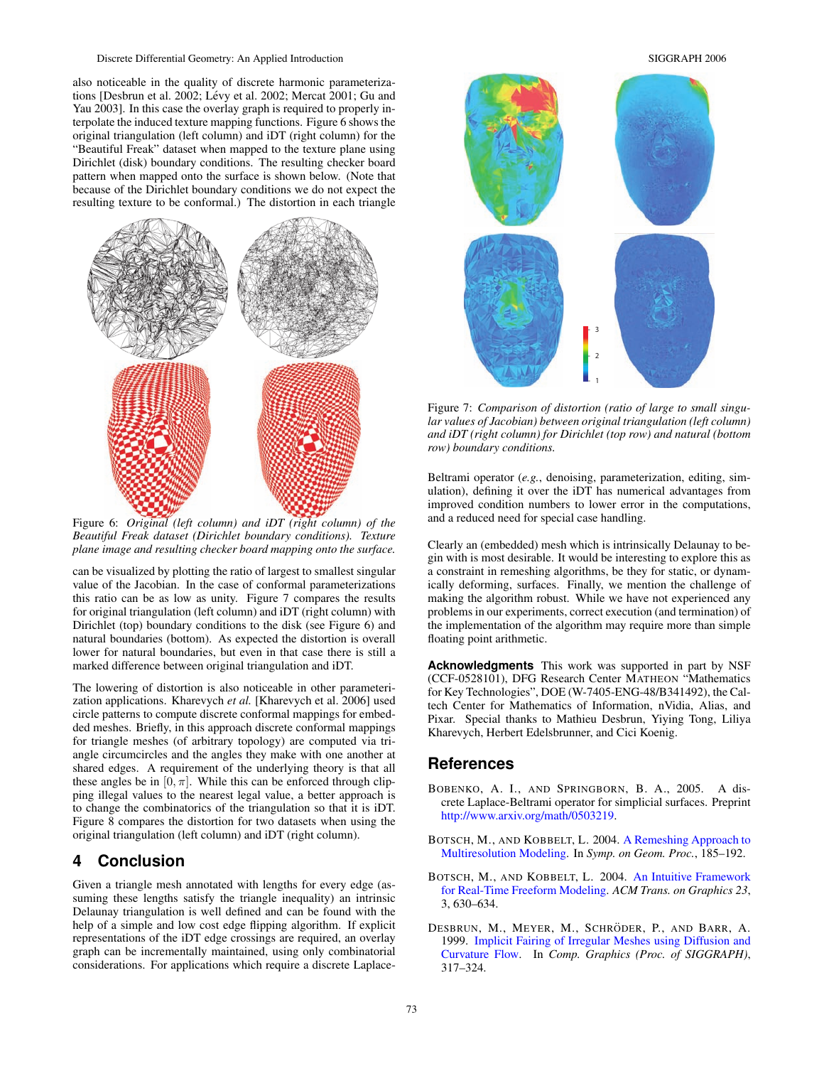also noticeable in the quality of discrete harmonic parameterizations [Desbrun et al. 2002; Lévy et al. 2002; Mercat 2001; Gu and Yau 2003]. In this case the overlay graph is required to properly interpolate the induced texture mapping functions. Figure 6 shows the original triangulation (left column) and iDT (right column) for the "Beautiful Freak" dataset when mapped to the texture plane using Dirichlet (disk) boundary conditions. The resulting checker board pattern when mapped onto the surface is shown below. (Note that because of the Dirichlet boundary conditions we do not expect the resulting texture to be conformal.) The distortion in each triangle

Figure 6: *Original (left column) and iDT (right column) of the Beautiful Freak dataset (Dirichlet boundary conditions). Texture plane image and resulting checker board mapping onto the surface.*

can be visualized by plotting the ratio of largest to smallest singular value of the Jacobian. In the case of conformal parameterizations this ratio can be as low as unity. Figure 7 compares the results for original triangulation (left column) and iDT (right column) with Dirichlet (top) boundary conditions to the disk (see Figure 6) and natural boundaries (bottom). As expected the distortion is overall lower for natural boundaries, but even in that case there is still a marked difference between original triangulation and iDT.

The lowering of distortion is also noticeable in other parameterization applications. Kharevych *et al.* [Kharevych et al. 2006] used circle patterns to compute discrete conformal mappings for embedded meshes. Briefly, in this approach discrete conformal mappings for triangle meshes (of arbitrary topology) are computed via triangle circumcircles and the angles they make with one another at shared edges. A requirement of the underlying theory is that all these angles be in $[0, \pi]$. While this can be enforced through clipping illegal values to the nearest legal value, a better approach is to change the combinatorics of the triangulation so that it is iDT. Figure 8 compares the distortion for two datasets when using the original triangulation (left column) and iDT (right column).

## 4 Conclusion

Given a triangle mesh annotated with lengths for every edge (assuming these lengths satisfy the triangle inequality) an intrinsic Delaunay triangulation is well defined and can be found with the help of a simple and low cost edge flipping algorithm. If explicit representations of the iDT edge crossings are required, an overlay graph can be incrementally maintained, using only combinatorial considerations. For applications which require a discrete Laplace-Beltrami operator (*e.g.*, denoising, parameterization, editing, simulation), defining it over the iDT has numerical advantages from improved condition numbers to lower error in the computations, and a reduced need for special case handling.

Figure 7: *Comparison of distortion (ratio of large to small singular values of Jacobian) between original triangulation (left column) and iDT (right column) for Dirichlet (top row) and natural (bottom row) boundary conditions.*

Clearly an (embedded) mesh which is intrinsically Delaunay to begin with is most desirable. It would be interesting to explore this as a constraint in remeshing algorithms, be they for static, or dynamically deforming, surfaces. Finally, we mention the challenge of making the algorithm robust. While we have not experienced any problems in our experiments, correct execution (and termination) of the implementation of the algorithm may require more than simple floating point arithmetic.

**Acknowledgments** This work was supported in part by NSF (CCF-0528101), DFG Research Center MATHEON "Mathematics for Key Technologies", DOE (W-7405-ENG-48/B341492), the Caltech Center for Mathematics of Information, nVidia, Alias, and Pixar. Special thanks to Mathieu Desbrun, Yiying Tong, Liliya Kharevych, Herbert Edelsbrunner, and Cici Koenig.

## References

BOBENKO, A. I., AND SPRINGBORN, B. A., 2005. A discrete Laplace-Beltrami operator for simplicial surfaces. Preprint http://www.arxiv.org/math/0503219.

BOTSCH, M., AND KOBBELT, L. 2004. A Remeshing Approach to Multiresolution Modeling. In *Symp. on Geom. Proc.*, 185–192.

BOTSCH, M., AND KOBBELT, L. 2004. An Intuitive Framework for Real-Time Freeform Modeling. *ACM Trans. on Graphics 23*, 3, 630–634.

DESBRUN, M., MEYER, M., SCHRÖDER, P., AND BARR, A. 1999. Implicit Fairing of Irregular Meshes using Diffusion and Curvature Flow. In *Comp. Graphics (Proc. of SIGGRAPH)*, 317–324.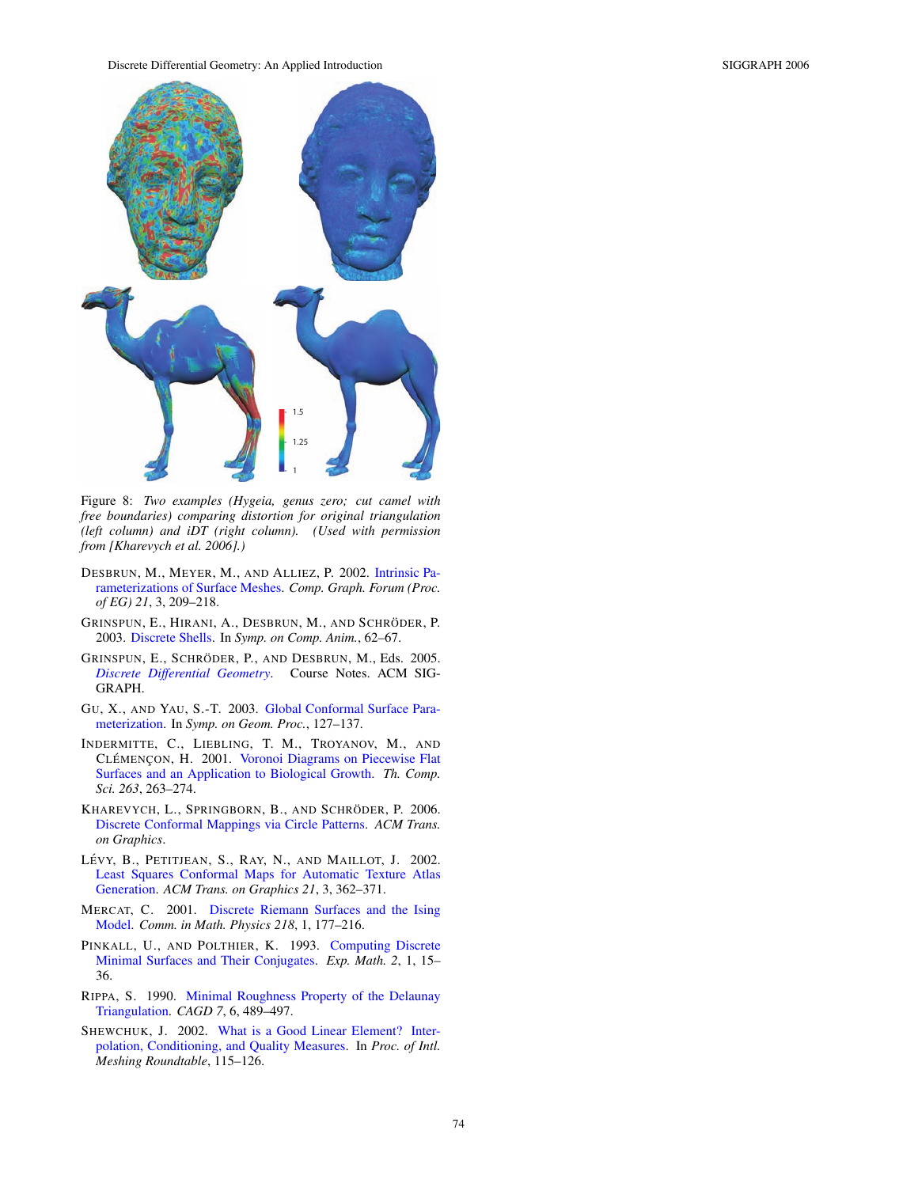1.5

1.25

1

Figure 8: *Two examples (Hygeia, genus zero; cut camel with free boundaries) comparing distortion for original triangulation (left column) and iDT (right column). (Used with permission from [Kharevych et al. 2006].)*

DESBRUN, M., MEYER, M., AND ALLIEZ, P. 2002. Intrinsic Parameterizations of Surface Meshes. *Comp. Graph. Forum (Proc. of EG) 21*, 3, 209–218.

GRINSPUN, E., HIRANI, A., DESBRUN, M., AND SCHRÖDER, P. 2003. Discrete Shells. In *Symp. on Comp. Anim.*, 62–67.

GRINSPUN, E., SCHRÖDER, P., AND DESBRUN, M., Eds. 2005. *Discrete Differential Geometry*. Course Notes. ACM SIGGRAPH.

GU, X., AND YAU, S.-T. 2003. Global Conformal Surface Parameterization. In *Symp. on Geom. Proc.*, 127–137.

INDERMITTE, C., LIEBLING, T. M., TROYANOV, M., AND CLÉMENÇON, H. 2001. Voronoi Diagrams on Piecewise Flat Surfaces and an Application to Biological Growth. *Th. Comp. Sci. 263*, 263–274.

KHAREVYCH, L., SPRINGBORN, B., AND SCHRÖDER, P. 2006. Discrete Conformal Mappings via Circle Patterns. *ACM Trans. on Graphics*.

LÉVY, B., PETITJEAN, S., RAY, N., AND MAILLOT, J. 2002. Least Squares Conformal Maps for Automatic Texture Atlas Generation. *ACM Trans. on Graphics 21*, 3, 362–371.

MERCAT, C. 2001. Discrete Riemann Surfaces and the Ising Model. *Comm. in Math. Physics 218*, 1, 177–216.

PINKALL, U., AND POLTHIER, K. 1993. Computing Discrete Minimal Surfaces and Their Conjugates. *Exp. Math. 2*, 1, 15–36.

RIPPA, S. 1990. Minimal Roughness Property of the Delaunay Triangulation. *CAGD 7*, 6, 489–497.

SHEWCHUK, J. 2002. What is a Good Linear Element? Interpolation, Conditioning, and Quality Measures. In *Proc. of Intl. Meshing Roundtable*, 115–126.